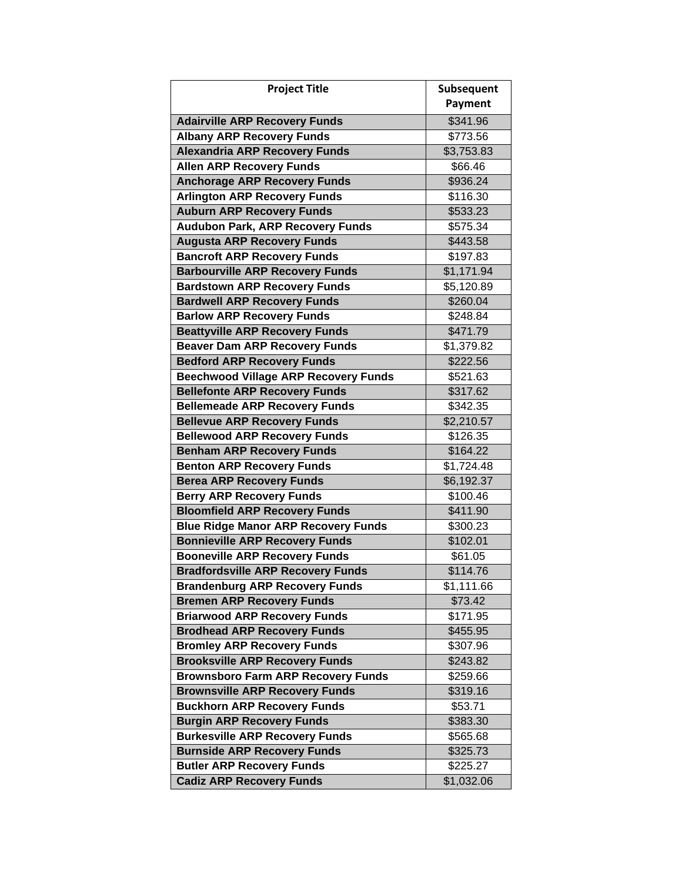| Project Title | Subsequent Payment |
|---|---|
| **Adairville ARP Recovery Funds** | $341.96 |
| **Albany ARP Recovery Funds** | $773.56 |
| **Alexandria ARP Recovery Funds** | $3,753.83 |
| **Allen ARP Recovery Funds** | $66.46 |
| **Anchorage ARP Recovery Funds** | $936.24 |
| **Arlington ARP Recovery Funds** | $116.30 |
| **Auburn ARP Recovery Funds** | $533.23 |
| **Audubon Park, ARP Recovery Funds** | $575.34 |
| **Augusta ARP Recovery Funds** | $443.58 |
| **Bancroft ARP Recovery Funds** | $197.83 |
| **Barbourville ARP Recovery Funds** | $1,171.94 |
| **Bardstown ARP Recovery Funds** | $5,120.89 |
| **Bardwell ARP Recovery Funds** | $260.04 |
| **Barlow ARP Recovery Funds** | $248.84 |
| **Beattyville ARP Recovery Funds** | $471.79 |
| **Beaver Dam ARP Recovery Funds** | $1,379.82 |
| **Bedford ARP Recovery Funds** | $222.56 |
| **Beechwood Village ARP Recovery Funds** | $521.63 |
| **Bellefonte ARP Recovery Funds** | $317.62 |
| **Bellemeade ARP Recovery Funds** | $342.35 |
| **Bellevue ARP Recovery Funds** | $2,210.57 |
| **Bellewood ARP Recovery Funds** | $126.35 |
| **Benham ARP Recovery Funds** | $164.22 |
| **Benton ARP Recovery Funds** | $1,724.48 |
| **Berea ARP Recovery Funds** | $6,192.37 |
| **Berry ARP Recovery Funds** | $100.46 |
| **Bloomfield ARP Recovery Funds** | $411.90 |
| **Blue Ridge Manor ARP Recovery Funds** | $300.23 |
| **Bonnieville ARP Recovery Funds** | $102.01 |
| **Booneville ARP Recovery Funds** | $61.05 |
| **Bradfordsville ARP Recovery Funds** | $114.76 |
| **Brandenburg ARP Recovery Funds** | $1,111.66 |
| **Bremen ARP Recovery Funds** | $73.42 |
| **Briarwood ARP Recovery Funds** | $171.95 |
| **Brodhead ARP Recovery Funds** | $455.95 |
| **Bromley ARP Recovery Funds** | $307.96 |
| **Brooksville ARP Recovery Funds** | $243.82 |
| **Brownsboro Farm ARP Recovery Funds** | $259.66 |
| **Brownsville ARP Recovery Funds** | $319.16 |
| **Buckhorn ARP Recovery Funds** | $53.71 |
| **Burgin ARP Recovery Funds** | $383.30 |
| **Burkesville ARP Recovery Funds** | $565.68 |
| **Burnside ARP Recovery Funds** | $325.73 |
| **Butler ARP Recovery Funds** | $225.27 |
| **Cadiz ARP Recovery Funds** | $1,032.06 |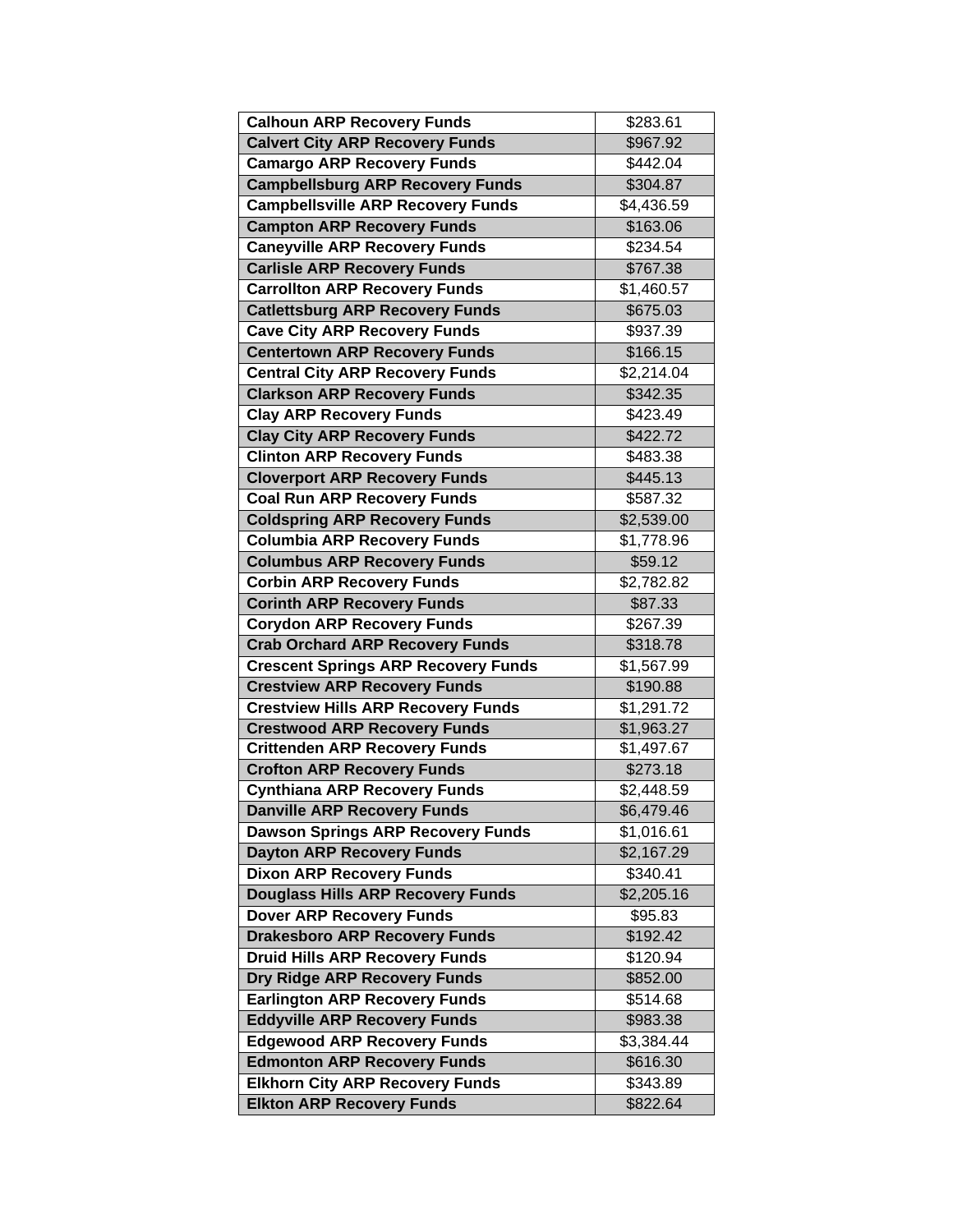| Calhoun ARP Recovery Funds | $283.61 |
|---|---|
| Calvert City ARP Recovery Funds | $967.92 |
| Camargo ARP Recovery Funds | $442.04 |
| Campbellsburg ARP Recovery Funds | $304.87 |
| Campbellsville ARP Recovery Funds | $4,436.59 |
| Campton ARP Recovery Funds | $163.06 |
| Caneyville ARP Recovery Funds | $234.54 |
| Carlisle ARP Recovery Funds | $767.38 |
| Carrollton ARP Recovery Funds | $1,460.57 |
| Catlettsburg ARP Recovery Funds | $675.03 |
| Cave City ARP Recovery Funds | $937.39 |
| Centertown ARP Recovery Funds | $166.15 |
| Central City ARP Recovery Funds | $2,214.04 |
| Clarkson ARP Recovery Funds | $342.35 |
| Clay ARP Recovery Funds | $423.49 |
| Clay City ARP Recovery Funds | $422.72 |
| Clinton ARP Recovery Funds | $483.38 |
| Cloverport ARP Recovery Funds | $445.13 |
| Coal Run ARP Recovery Funds | $587.32 |
| Coldspring ARP Recovery Funds | $2,539.00 |
| Columbia ARP Recovery Funds | $1,778.96 |
| Columbus ARP Recovery Funds | $59.12 |
| Corbin ARP Recovery Funds | $2,782.82 |
| Corinth ARP Recovery Funds | $87.33 |
| Corydon ARP Recovery Funds | $267.39 |
| Crab Orchard ARP Recovery Funds | $318.78 |
| Crescent Springs ARP Recovery Funds | $1,567.99 |
| Crestview ARP Recovery Funds | $190.88 |
| Crestview Hills ARP Recovery Funds | $1,291.72 |
| Crestwood ARP Recovery Funds | $1,963.27 |
| Crittenden ARP Recovery Funds | $1,497.67 |
| Crofton ARP Recovery Funds | $273.18 |
| Cynthiana ARP Recovery Funds | $2,448.59 |
| Danville ARP Recovery Funds | $6,479.46 |
| Dawson Springs ARP Recovery Funds | $1,016.61 |
| Dayton ARP Recovery Funds | $2,167.29 |
| Dixon ARP Recovery Funds | $340.41 |
| Douglass Hills ARP Recovery Funds | $2,205.16 |
| Dover ARP Recovery Funds | $95.83 |
| Drakesboro ARP Recovery Funds | $192.42 |
| Druid Hills ARP Recovery Funds | $120.94 |
| Dry Ridge ARP Recovery Funds | $852.00 |
| Earlington ARP Recovery Funds | $514.68 |
| Eddyville ARP Recovery Funds | $983.38 |
| Edgewood ARP Recovery Funds | $3,384.44 |
| Edmonton ARP Recovery Funds | $616.30 |
| Elkhorn City ARP Recovery Funds | $343.89 |
| Elkton ARP Recovery Funds | $822.64 |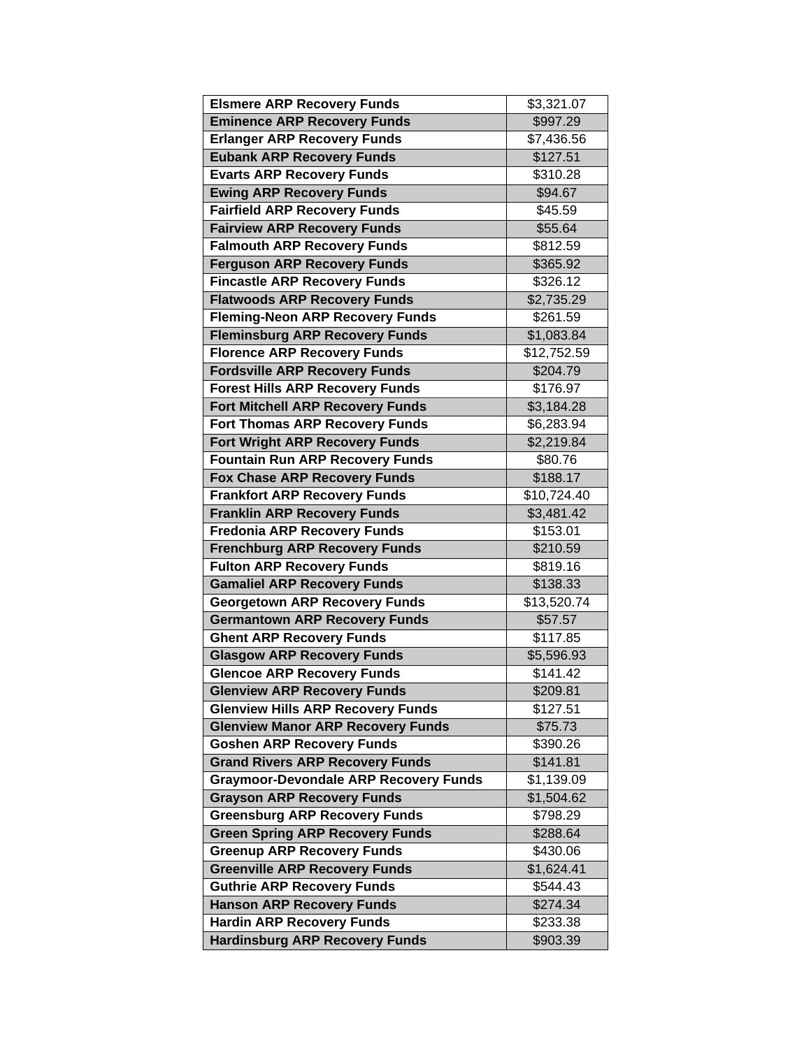| | |
|---|---|
| **Elsmere ARP Recovery Funds** | $3,321.07 |
| **Eminence ARP Recovery Funds** | $997.29 |
| **Erlanger ARP Recovery Funds** | $7,436.56 |
| **Eubank ARP Recovery Funds** | $127.51 |
| **Evarts ARP Recovery Funds** | $310.28 |
| **Ewing ARP Recovery Funds** | $94.67 |
| **Fairfield ARP Recovery Funds** | $45.59 |
| **Fairview ARP Recovery Funds** | $55.64 |
| **Falmouth ARP Recovery Funds** | $812.59 |
| **Ferguson ARP Recovery Funds** | $365.92 |
| **Fincastle ARP Recovery Funds** | $326.12 |
| **Flatwoods ARP Recovery Funds** | $2,735.29 |
| **Fleming-Neon ARP Recovery Funds** | $261.59 |
| **Fleminsburg ARP Recovery Funds** | $1,083.84 |
| **Florence ARP Recovery Funds** | $12,752.59 |
| **Fordsville ARP Recovery Funds** | $204.79 |
| **Forest Hills ARP Recovery Funds** | $176.97 |
| **Fort Mitchell ARP Recovery Funds** | $3,184.28 |
| **Fort Thomas ARP Recovery Funds** | $6,283.94 |
| **Fort Wright ARP Recovery Funds** | $2,219.84 |
| **Fountain Run ARP Recovery Funds** | $80.76 |
| **Fox Chase ARP Recovery Funds** | $188.17 |
| **Frankfort ARP Recovery Funds** | $10,724.40 |
| **Franklin ARP Recovery Funds** | $3,481.42 |
| **Fredonia ARP Recovery Funds** | $153.01 |
| **Frenchburg ARP Recovery Funds** | $210.59 |
| **Fulton ARP Recovery Funds** | $819.16 |
| **Gamaliel ARP Recovery Funds** | $138.33 |
| **Georgetown ARP Recovery Funds** | $13,520.74 |
| **Germantown ARP Recovery Funds** | $57.57 |
| **Ghent ARP Recovery Funds** | $117.85 |
| **Glasgow ARP Recovery Funds** | $5,596.93 |
| **Glencoe ARP Recovery Funds** | $141.42 |
| **Glenview ARP Recovery Funds** | $209.81 |
| **Glenview Hills ARP Recovery Funds** | $127.51 |
| **Glenview Manor ARP Recovery Funds** | $75.73 |
| **Goshen ARP Recovery Funds** | $390.26 |
| **Grand Rivers ARP Recovery Funds** | $141.81 |
| **Graymoor-Devondale ARP Recovery Funds** | $1,139.09 |
| **Grayson ARP Recovery Funds** | $1,504.62 |
| **Greensburg ARP Recovery Funds** | $798.29 |
| **Green Spring ARP Recovery Funds** | $288.64 |
| **Greenup ARP Recovery Funds** | $430.06 |
| **Greenville ARP Recovery Funds** | $1,624.41 |
| **Guthrie ARP Recovery Funds** | $544.43 |
| **Hanson ARP Recovery Funds** | $274.34 |
| **Hardin ARP Recovery Funds** | $233.38 |
| **Hardinsburg ARP Recovery Funds** | $903.39 |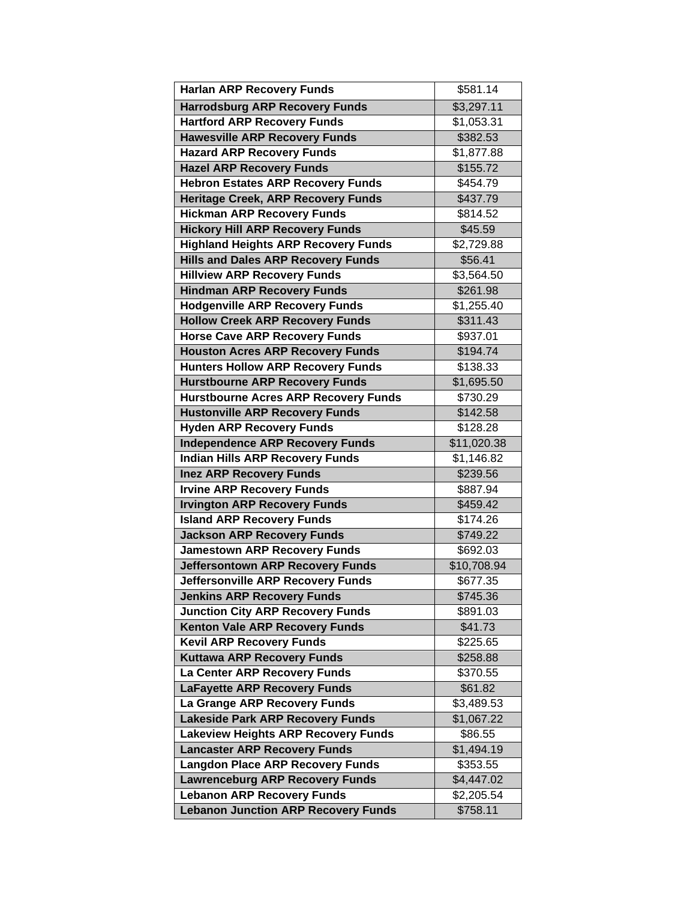| Harlan ARP Recovery Funds | $581.14 |
|---|---|
| Harrodsburg ARP Recovery Funds | $3,297.11 |
| Hartford ARP Recovery Funds | $1,053.31 |
| Hawesville ARP Recovery Funds | $382.53 |
| Hazard ARP Recovery Funds | $1,877.88 |
| Hazel ARP Recovery Funds | $155.72 |
| Hebron Estates ARP Recovery Funds | $454.79 |
| Heritage Creek, ARP Recovery Funds | $437.79 |
| Hickman ARP Recovery Funds | $814.52 |
| Hickory Hill ARP Recovery Funds | $45.59 |
| Highland Heights ARP Recovery Funds | $2,729.88 |
| Hills and Dales ARP Recovery Funds | $56.41 |
| Hillview ARP Recovery Funds | $3,564.50 |
| Hindman ARP Recovery Funds | $261.98 |
| Hodgenville ARP Recovery Funds | $1,255.40 |
| Hollow Creek ARP Recovery Funds | $311.43 |
| Horse Cave ARP Recovery Funds | $937.01 |
| Houston Acres ARP Recovery Funds | $194.74 |
| Hunters Hollow ARP Recovery Funds | $138.33 |
| Hurstbourne ARP Recovery Funds | $1,695.50 |
| Hurstbourne Acres ARP Recovery Funds | $730.29 |
| Hustonville ARP Recovery Funds | $142.58 |
| Hyden ARP Recovery Funds | $128.28 |
| Independence ARP Recovery Funds | $11,020.38 |
| Indian Hills ARP Recovery Funds | $1,146.82 |
| Inez ARP Recovery Funds | $239.56 |
| Irvine ARP Recovery Funds | $887.94 |
| Irvington ARP Recovery Funds | $459.42 |
| Island ARP Recovery Funds | $174.26 |
| Jackson ARP Recovery Funds | $749.22 |
| Jamestown ARP Recovery Funds | $692.03 |
| Jeffersontown ARP Recovery Funds | $10,708.94 |
| Jeffersonville ARP Recovery Funds | $677.35 |
| Jenkins ARP Recovery Funds | $745.36 |
| Junction City ARP Recovery Funds | $891.03 |
| Kenton Vale ARP Recovery Funds | $41.73 |
| Kevil ARP Recovery Funds | $225.65 |
| Kuttawa ARP Recovery Funds | $258.88 |
| La Center ARP Recovery Funds | $370.55 |
| LaFayette ARP Recovery Funds | $61.82 |
| La Grange ARP Recovery Funds | $3,489.53 |
| Lakeside Park ARP Recovery Funds | $1,067.22 |
| Lakeview Heights ARP Recovery Funds | $86.55 |
| Lancaster ARP Recovery Funds | $1,494.19 |
| Langdon Place ARP Recovery Funds | $353.55 |
| Lawrenceburg ARP Recovery Funds | $4,447.02 |
| Lebanon ARP Recovery Funds | $2,205.54 |
| Lebanon Junction ARP Recovery Funds | $758.11 |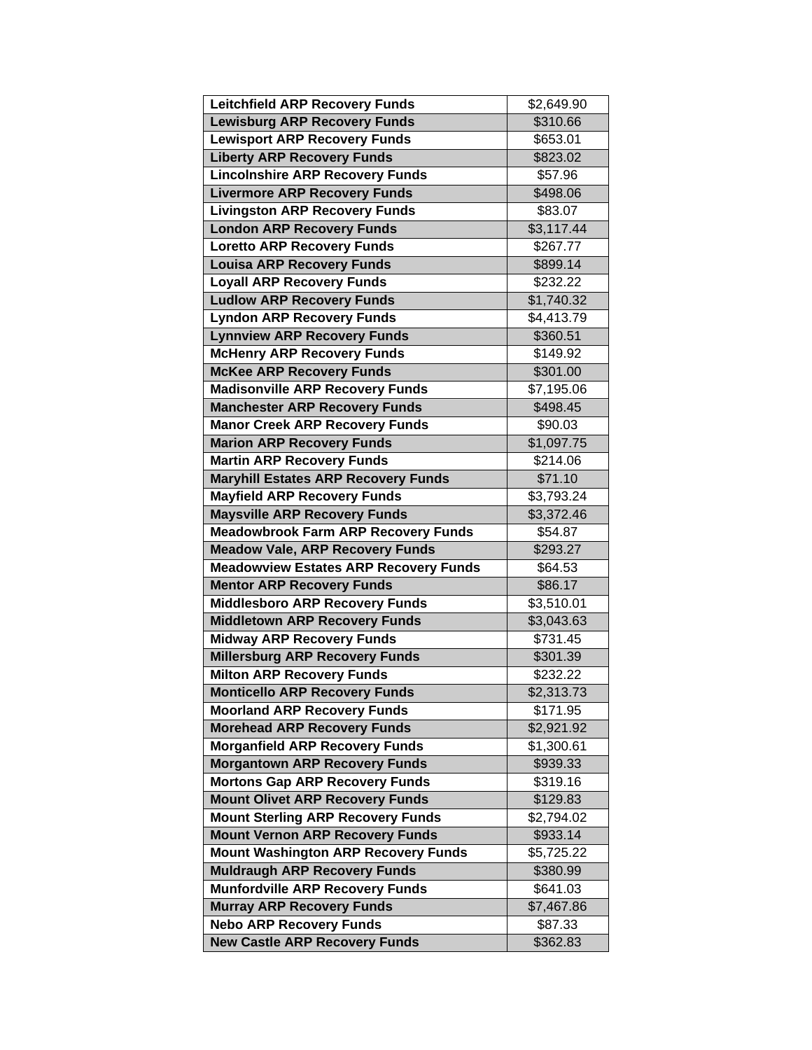| | |
|---|---|
| **Leitchfield ARP Recovery Funds** | $2,649.90 |
| **Lewisburg ARP Recovery Funds** | $310.66 |
| **Lewisport ARP Recovery Funds** | $653.01 |
| **Liberty ARP Recovery Funds** | $823.02 |
| **Lincolnshire ARP Recovery Funds** | $57.96 |
| **Livermore ARP Recovery Funds** | $498.06 |
| **Livingston ARP Recovery Funds** | $83.07 |
| **London ARP Recovery Funds** | $3,117.44 |
| **Loretto ARP Recovery Funds** | $267.77 |
| **Louisa ARP Recovery Funds** | $899.14 |
| **Loyall ARP Recovery Funds** | $232.22 |
| **Ludlow ARP Recovery Funds** | $1,740.32 |
| **Lyndon ARP Recovery Funds** | $4,413.79 |
| **Lynnview ARP Recovery Funds** | $360.51 |
| **McHenry ARP Recovery Funds** | $149.92 |
| **McKee ARP Recovery Funds** | $301.00 |
| **Madisonville ARP Recovery Funds** | $7,195.06 |
| **Manchester ARP Recovery Funds** | $498.45 |
| **Manor Creek ARP Recovery Funds** | $90.03 |
| **Marion ARP Recovery Funds** | $1,097.75 |
| **Martin ARP Recovery Funds** | $214.06 |
| **Maryhill Estates ARP Recovery Funds** | $71.10 |
| **Mayfield ARP Recovery Funds** | $3,793.24 |
| **Maysville ARP Recovery Funds** | $3,372.46 |
| **Meadowbrook Farm ARP Recovery Funds** | $54.87 |
| **Meadow Vale, ARP Recovery Funds** | $293.27 |
| **Meadowview Estates ARP Recovery Funds** | $64.53 |
| **Mentor ARP Recovery Funds** | $86.17 |
| **Middlesboro ARP Recovery Funds** | $3,510.01 |
| **Middletown ARP Recovery Funds** | $3,043.63 |
| **Midway ARP Recovery Funds** | $731.45 |
| **Millersburg ARP Recovery Funds** | $301.39 |
| **Milton ARP Recovery Funds** | $232.22 |
| **Monticello ARP Recovery Funds** | $2,313.73 |
| **Moorland ARP Recovery Funds** | $171.95 |
| **Morehead ARP Recovery Funds** | $2,921.92 |
| **Morganfield ARP Recovery Funds** | $1,300.61 |
| **Morgantown ARP Recovery Funds** | $939.33 |
| **Mortons Gap ARP Recovery Funds** | $319.16 |
| **Mount Olivet ARP Recovery Funds** | $129.83 |
| **Mount Sterling ARP Recovery Funds** | $2,794.02 |
| **Mount Vernon ARP Recovery Funds** | $933.14 |
| **Mount Washington ARP Recovery Funds** | $5,725.22 |
| **Muldraugh ARP Recovery Funds** | $380.99 |
| **Munfordville ARP Recovery Funds** | $641.03 |
| **Murray ARP Recovery Funds** | $7,467.86 |
| **Nebo ARP Recovery Funds** | $87.33 |
| **New Castle ARP Recovery Funds** | $362.83 |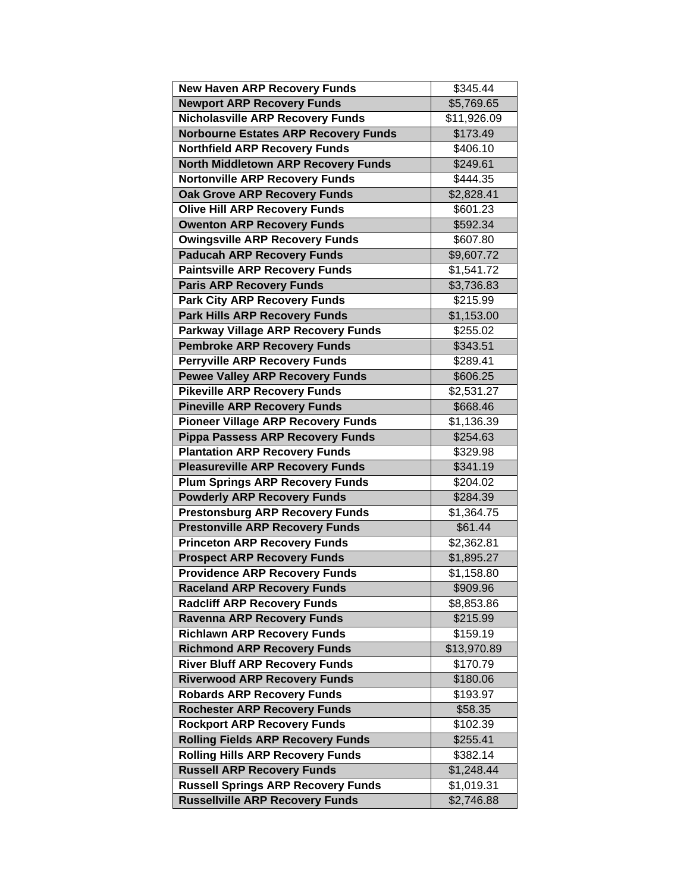| **New Haven ARP Recovery Funds** | $345.44 |
|---|---|
| **Newport ARP Recovery Funds** | $5,769.65 |
| **Nicholasville ARP Recovery Funds** | $11,926.09 |
| **Norbourne Estates ARP Recovery Funds** | $173.49 |
| **Northfield ARP Recovery Funds** | $406.10 |
| **North Middletown ARP Recovery Funds** | $249.61 |
| **Nortonville ARP Recovery Funds** | $444.35 |
| **Oak Grove ARP Recovery Funds** | $2,828.41 |
| **Olive Hill ARP Recovery Funds** | $601.23 |
| **Owenton ARP Recovery Funds** | $592.34 |
| **Owingsville ARP Recovery Funds** | $607.80 |
| **Paducah ARP Recovery Funds** | $9,607.72 |
| **Paintsville ARP Recovery Funds** | $1,541.72 |
| **Paris ARP Recovery Funds** | $3,736.83 |
| **Park City ARP Recovery Funds** | $215.99 |
| **Park Hills ARP Recovery Funds** | $1,153.00 |
| **Parkway Village ARP Recovery Funds** | $255.02 |
| **Pembroke ARP Recovery Funds** | $343.51 |
| **Perryville ARP Recovery Funds** | $289.41 |
| **Pewee Valley ARP Recovery Funds** | $606.25 |
| **Pikeville ARP Recovery Funds** | $2,531.27 |
| **Pineville ARP Recovery Funds** | $668.46 |
| **Pioneer Village ARP Recovery Funds** | $1,136.39 |
| **Pippa Passess ARP Recovery Funds** | $254.63 |
| **Plantation ARP Recovery Funds** | $329.98 |
| **Pleasureville ARP Recovery Funds** | $341.19 |
| **Plum Springs ARP Recovery Funds** | $204.02 |
| **Powderly ARP Recovery Funds** | $284.39 |
| **Prestonsburg ARP Recovery Funds** | $1,364.75 |
| **Prestonville ARP Recovery Funds** | $61.44 |
| **Princeton ARP Recovery Funds** | $2,362.81 |
| **Prospect ARP Recovery Funds** | $1,895.27 |
| **Providence ARP Recovery Funds** | $1,158.80 |
| **Raceland ARP Recovery Funds** | $909.96 |
| **Radcliff ARP Recovery Funds** | $8,853.86 |
| **Ravenna ARP Recovery Funds** | $215.99 |
| **Richlawn ARP Recovery Funds** | $159.19 |
| **Richmond ARP Recovery Funds** | $13,970.89 |
| **River Bluff ARP Recovery Funds** | $170.79 |
| **Riverwood ARP Recovery Funds** | $180.06 |
| **Robards ARP Recovery Funds** | $193.97 |
| **Rochester ARP Recovery Funds** | $58.35 |
| **Rockport ARP Recovery Funds** | $102.39 |
| **Rolling Fields ARP Recovery Funds** | $255.41 |
| **Rolling Hills ARP Recovery Funds** | $382.14 |
| **Russell ARP Recovery Funds** | $1,248.44 |
| **Russell Springs ARP Recovery Funds** | $1,019.31 |
| **Russellville ARP Recovery Funds** | $2,746.88 |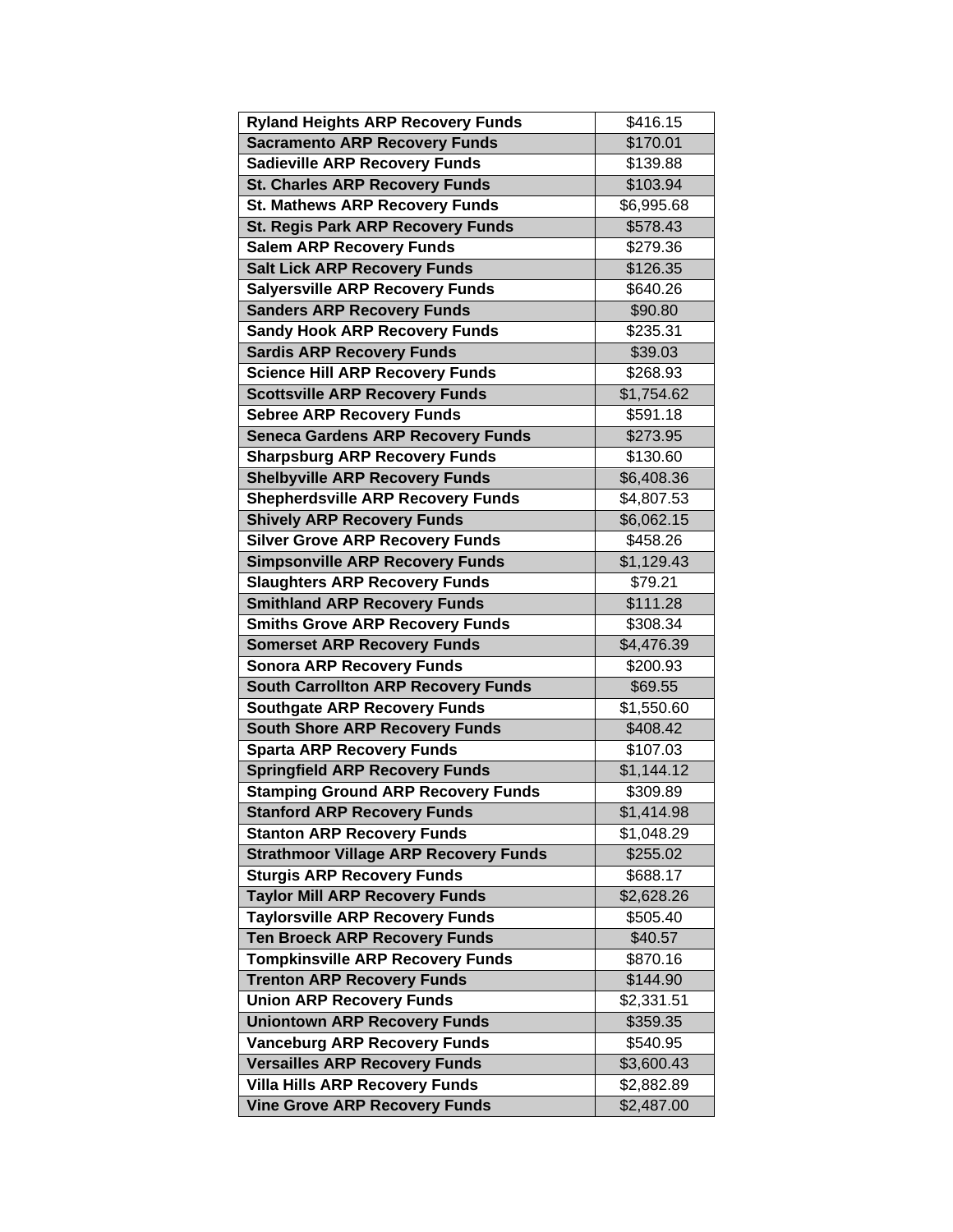| Ryland Heights ARP Recovery Funds | $416.15 |
|---|---|
| Sacramento ARP Recovery Funds | $170.01 |
| Sadieville ARP Recovery Funds | $139.88 |
| St. Charles ARP Recovery Funds | $103.94 |
| St. Mathews ARP Recovery Funds | $6,995.68 |
| St. Regis Park ARP Recovery Funds | $578.43 |
| Salem ARP Recovery Funds | $279.36 |
| Salt Lick ARP Recovery Funds | $126.35 |
| Salyersville ARP Recovery Funds | $640.26 |
| Sanders ARP Recovery Funds | $90.80 |
| Sandy Hook ARP Recovery Funds | $235.31 |
| Sardis ARP Recovery Funds | $39.03 |
| Science Hill ARP Recovery Funds | $268.93 |
| Scottsville ARP Recovery Funds | $1,754.62 |
| Sebree ARP Recovery Funds | $591.18 |
| Seneca Gardens ARP Recovery Funds | $273.95 |
| Sharpsburg ARP Recovery Funds | $130.60 |
| Shelbyville ARP Recovery Funds | $6,408.36 |
| Shepherdsville ARP Recovery Funds | $4,807.53 |
| Shively ARP Recovery Funds | $6,062.15 |
| Silver Grove ARP Recovery Funds | $458.26 |
| Simpsonville ARP Recovery Funds | $1,129.43 |
| Slaughters ARP Recovery Funds | $79.21 |
| Smithland ARP Recovery Funds | $111.28 |
| Smiths Grove ARP Recovery Funds | $308.34 |
| Somerset ARP Recovery Funds | $4,476.39 |
| Sonora ARP Recovery Funds | $200.93 |
| South Carrollton ARP Recovery Funds | $69.55 |
| Southgate ARP Recovery Funds | $1,550.60 |
| South Shore ARP Recovery Funds | $408.42 |
| Sparta ARP Recovery Funds | $107.03 |
| Springfield ARP Recovery Funds | $1,144.12 |
| Stamping Ground ARP Recovery Funds | $309.89 |
| Stanford ARP Recovery Funds | $1,414.98 |
| Stanton ARP Recovery Funds | $1,048.29 |
| Strathmoor Village ARP Recovery Funds | $255.02 |
| Sturgis ARP Recovery Funds | $688.17 |
| Taylor Mill ARP Recovery Funds | $2,628.26 |
| Taylorsville ARP Recovery Funds | $505.40 |
| Ten Broeck ARP Recovery Funds | $40.57 |
| Tompkinsville ARP Recovery Funds | $870.16 |
| Trenton ARP Recovery Funds | $144.90 |
| Union ARP Recovery Funds | $2,331.51 |
| Uniontown ARP Recovery Funds | $359.35 |
| Vanceburg ARP Recovery Funds | $540.95 |
| Versailles ARP Recovery Funds | $3,600.43 |
| Villa Hills ARP Recovery Funds | $2,882.89 |
| Vine Grove ARP Recovery Funds | $2,487.00 |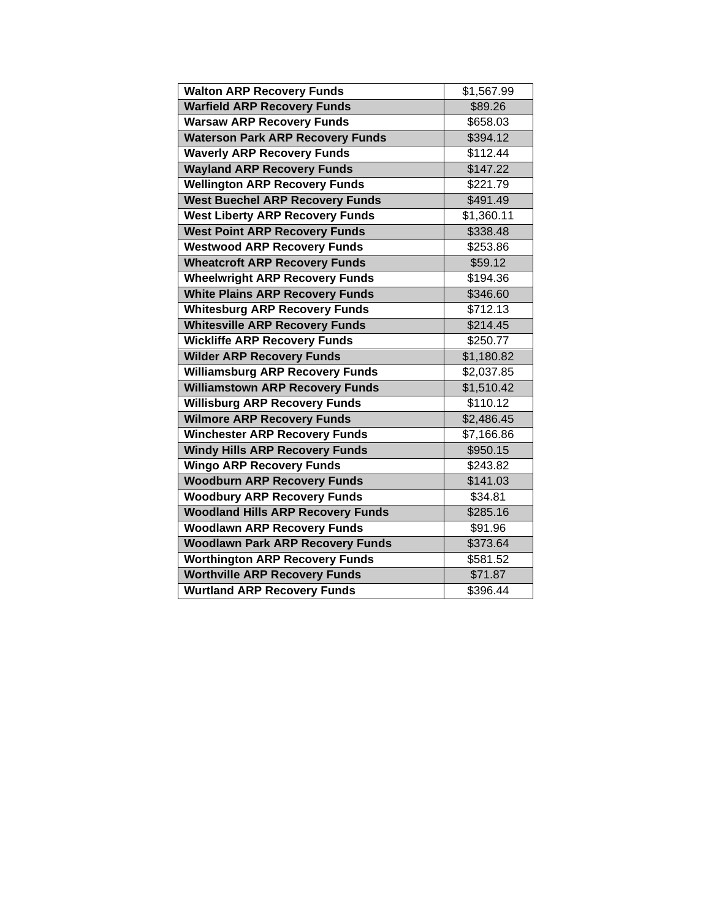| | |
|---|---|
| **Walton ARP Recovery Funds** | $1,567.99 |
| **Warfield ARP Recovery Funds** | $89.26 |
| **Warsaw ARP Recovery Funds** | $658.03 |
| **Waterson Park ARP Recovery Funds** | $394.12 |
| **Waverly ARP Recovery Funds** | $112.44 |
| **Wayland ARP Recovery Funds** | $147.22 |
| **Wellington ARP Recovery Funds** | $221.79 |
| **West Buechel ARP Recovery Funds** | $491.49 |
| **West Liberty ARP Recovery Funds** | $1,360.11 |
| **West Point ARP Recovery Funds** | $338.48 |
| **Westwood ARP Recovery Funds** | $253.86 |
| **Wheatcroft ARP Recovery Funds** | $59.12 |
| **Wheelwright ARP Recovery Funds** | $194.36 |
| **White Plains ARP Recovery Funds** | $346.60 |
| **Whitesburg ARP Recovery Funds** | $712.13 |
| **Whitesville ARP Recovery Funds** | $214.45 |
| **Wickliffe ARP Recovery Funds** | $250.77 |
| **Wilder ARP Recovery Funds** | $1,180.82 |
| **Williamsburg ARP Recovery Funds** | $2,037.85 |
| **Williamstown ARP Recovery Funds** | $1,510.42 |
| **Willisburg ARP Recovery Funds** | $110.12 |
| **Wilmore ARP Recovery Funds** | $2,486.45 |
| **Winchester ARP Recovery Funds** | $7,166.86 |
| **Windy Hills ARP Recovery Funds** | $950.15 |
| **Wingo ARP Recovery Funds** | $243.82 |
| **Woodburn ARP Recovery Funds** | $141.03 |
| **Woodbury ARP Recovery Funds** | $34.81 |
| **Woodland Hills ARP Recovery Funds** | $285.16 |
| **Woodlawn ARP Recovery Funds** | $91.96 |
| **Woodlawn Park ARP Recovery Funds** | $373.64 |
| **Worthington ARP Recovery Funds** | $581.52 |
| **Worthville ARP Recovery Funds** | $71.87 |
| **Wurtland ARP Recovery Funds** | $396.44 |